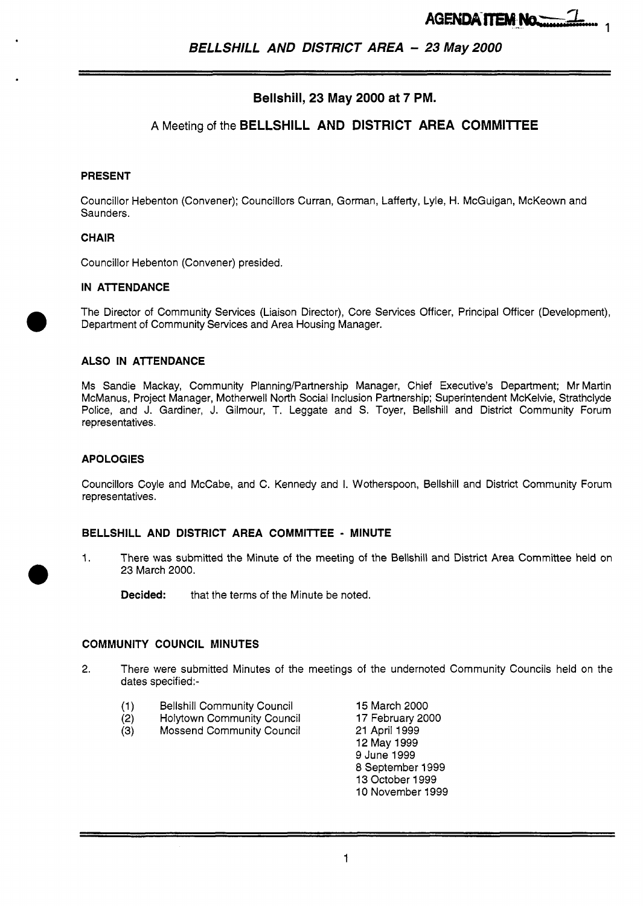# Bellshill, 23 May 2000 at 7 PM.

## A Meeting of the BELLSHILL AND DISTRICT AREA COMMITTEE

### PRESENT

Councillor Hebenton (Convener); Councillors Curran, Gorman, Lafferty, Lyle, H. McGuigan, McKeown and Saunders.

### CHAIR

Councillor Hebenton (Convener) presided.

### IN ATTENDANCE

The Director of Community Services (Liaison Director), Core Services Officer, Principal Officer (Development), Department of Community Services and Area Housing Manager.

### ALSO IN ATTENDANCE

Ms Sandie Mackay, Community Planning/Partnership Manager, Chief Executive's Department; Mr Martin McManus, Project Manager, Motherwell North Social Inclusion Partnership; Superintendent McKelvie, Strathclyde Police, and J. Gardiner, J. Gilmour, T. Leggate and S. Toyer, Bellshill and District Community Forum representatives.

### APOLOGIES

Councillors Coyle and McCabe, and C. Kennedy and I. Wotherspoon, Bellshill and District Community Forum representatives.

### BELLSHILL AND DISTRICT AREA COMMITTEE - MINUTE

1. There was submitted the Minute of the meeting of the Bellshill and District Area Committee held on 23 March 2000.

   **Decided:** that the terms of the Minute be noted.

### COMMUNITY COUNCIL MINUTES

2. There were submitted Minutes of the meetings of the undernoted Community Councils held on the dates specified:-

   (1) Bellshill Community Council — 15 March 2000
   (2) Holytown Community Council — 17 February 2000
   (3) Mossend Community Council — 21 April 1999
   12 May 1999
   9 June 1999
   8 September 1999
   13 October 1999
   10 November 1999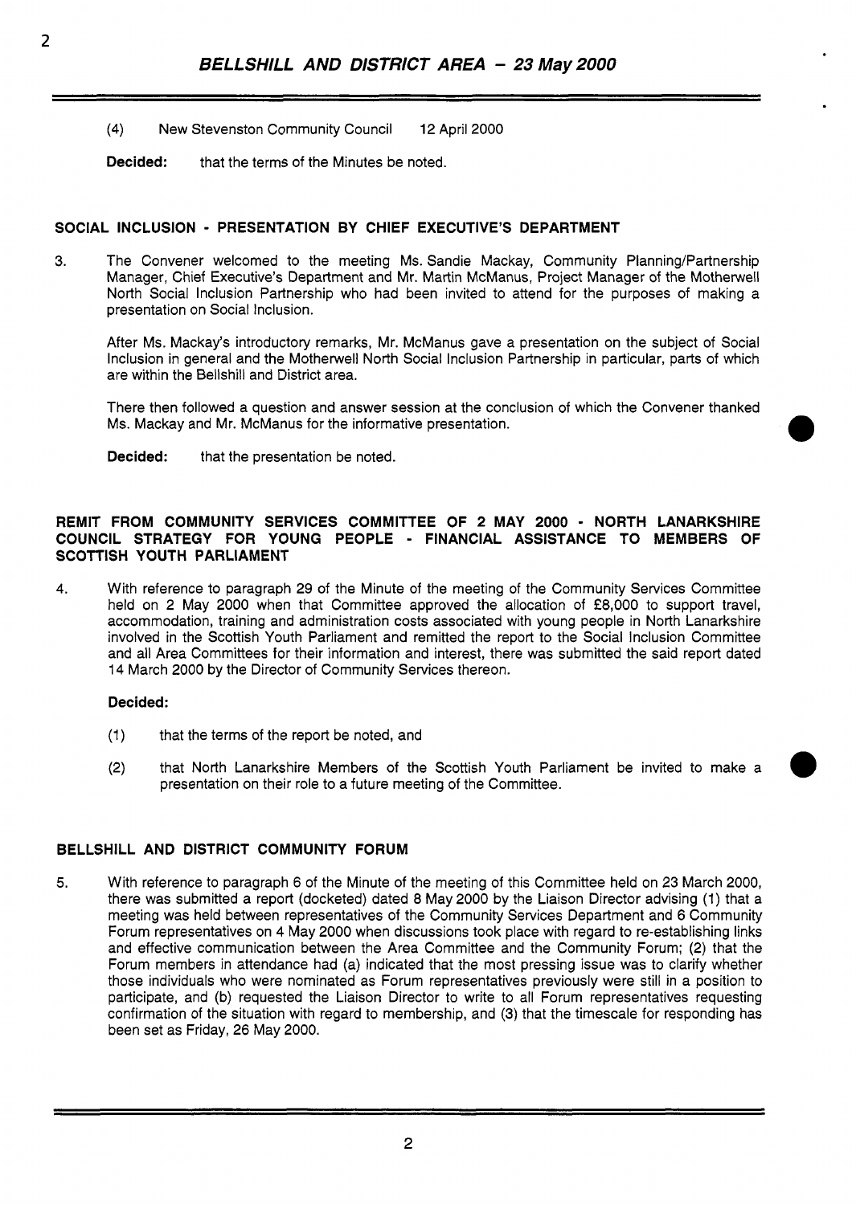(4) New Stevenston Community Council 12 April 2000

**Decided:** that the terms of the Minutes be noted.

## SOCIAL INCLUSION - PRESENTATION BY CHIEF EXECUTIVE'S DEPARTMENT

3. The Convener welcomed to the meeting Ms. Sandie Mackay, Community Planning/Partnership Manager, Chief Executive's Department and Mr. Martin McManus, Project Manager of the Motherwell North Social Inclusion Partnership who had been invited to attend for the purposes of making a presentation on Social Inclusion.

   After Ms. Mackay's introductory remarks, Mr. McManus gave a presentation on the subject of Social Inclusion in general and the Motherwell North Social Inclusion Partnership in particular, parts of which are within the Bellshill and District area.

   There then followed a question and answer session at the conclusion of which the Convener thanked Ms. Mackay and Mr. McManus for the informative presentation.

   **Decided:** that the presentation be noted.

## REMIT FROM COMMUNITY SERVICES COMMITTEE OF 2 MAY 2000 - NORTH LANARKSHIRE COUNCIL STRATEGY FOR YOUNG PEOPLE - FINANCIAL ASSISTANCE TO MEMBERS OF SCOTTISH YOUTH PARLIAMENT

4. With reference to paragraph 29 of the Minute of the meeting of the Community Services Committee held on 2 May 2000 when that Committee approved the allocation of £8,000 to support travel, accommodation, training and administration costs associated with young people in North Lanarkshire involved in the Scottish Youth Parliament and remitted the report to the Social Inclusion Committee and all Area Committees for their information and interest, there was submitted the said report dated 14 March 2000 by the Director of Community Services thereon.

   **Decided:**

   (1) that the terms of the report be noted, and

   (2) that North Lanarkshire Members of the Scottish Youth Parliament be invited to make a presentation on their role to a future meeting of the Committee.

## BELLSHILL AND DISTRICT COMMUNITY FORUM

5. With reference to paragraph 6 of the Minute of the meeting of this Committee held on 23 March 2000, there was submitted a report (docketed) dated 8 May 2000 by the Liaison Director advising (1) that a meeting was held between representatives of the Community Services Department and 6 Community Forum representatives on 4 May 2000 when discussions took place with regard to re-establishing links and effective communication between the Area Committee and the Community Forum; (2) that the Forum members in attendance had (a) indicated that the most pressing issue was to clarify whether those individuals who were nominated as Forum representatives previously were still in a position to participate, and (b) requested the Liaison Director to write to all Forum representatives requesting confirmation of the situation with regard to membership, and (3) that the timescale for responding has been set as Friday, 26 May 2000.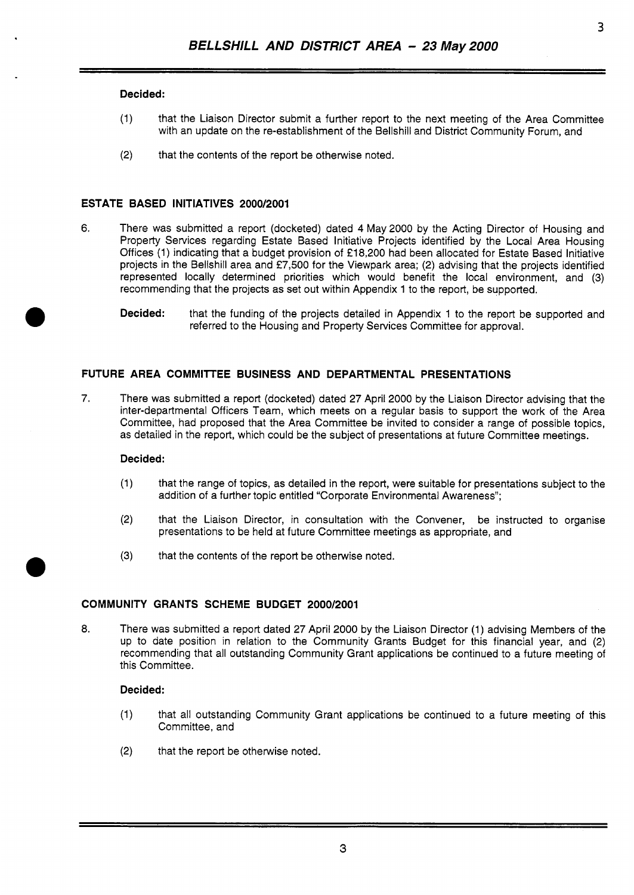**Decided:**

(1) that the Liaison Director submit a further report to the next meeting of the Area Committee with an update on the re-establishment of the Bellshill and District Community Forum, and

(2) that the contents of the report be otherwise noted.

## ESTATE BASED INITIATIVES 2000/2001

6. There was submitted a report (docketed) dated 4 May 2000 by the Acting Director of Housing and Property Services regarding Estate Based Initiative Projects identified by the Local Area Housing Offices (1) indicating that a budget provision of £18,200 had been allocated for Estate Based Initiative projects in the Bellshill area and £7,500 for the Viewpark area; (2) advising that the projects identified represented locally determined priorities which would benefit the local environment, and (3) recommending that the projects as set out within Appendix 1 to the report, be supported.

**Decided:** that the funding of the projects detailed in Appendix 1 to the report be supported and referred to the Housing and Property Services Committee for approval.

## FUTURE AREA COMMITTEE BUSINESS AND DEPARTMENTAL PRESENTATIONS

7. There was submitted a report (docketed) dated 27 April 2000 by the Liaison Director advising that the inter-departmental Officers Team, which meets on a regular basis to support the work of the Area Committee, had proposed that the Area Committee be invited to consider a range of possible topics, as detailed in the report, which could be the subject of presentations at future Committee meetings.

**Decided:**

(1) that the range of topics, as detailed in the report, were suitable for presentations subject to the addition of a further topic entitled "Corporate Environmental Awareness";

(2) that the Liaison Director, in consultation with the Convener, be instructed to organise presentations to be held at future Committee meetings as appropriate, and

(3) that the contents of the report be otherwise noted.

## COMMUNITY GRANTS SCHEME BUDGET 2000/2001

8. There was submitted a report dated 27 April 2000 by the Liaison Director (1) advising Members of the up to date position in relation to the Community Grants Budget for this financial year, and (2) recommending that all outstanding Community Grant applications be continued to a future meeting of this Committee.

**Decided:**

(1) that all outstanding Community Grant applications be continued to a future meeting of this Committee, and

(2) that the report be otherwise noted.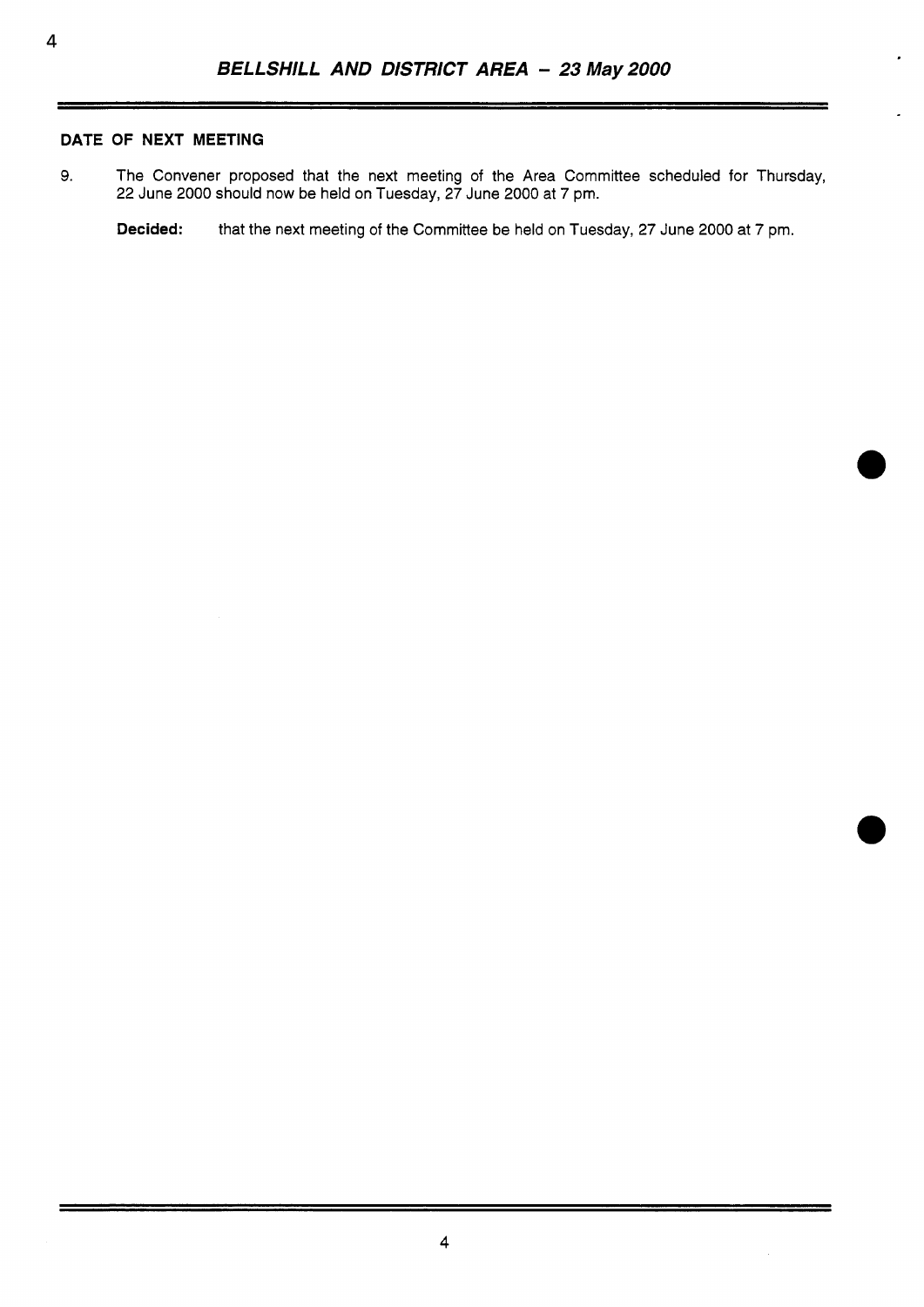## DATE OF NEXT MEETING

9. The Convener proposed that the next meeting of the Area Committee scheduled for Thursday, 22 June 2000 should now be held on Tuesday, 27 June 2000 at 7 pm.

   **Decided:** that the next meeting of the Committee be held on Tuesday, 27 June 2000 at 7 pm.